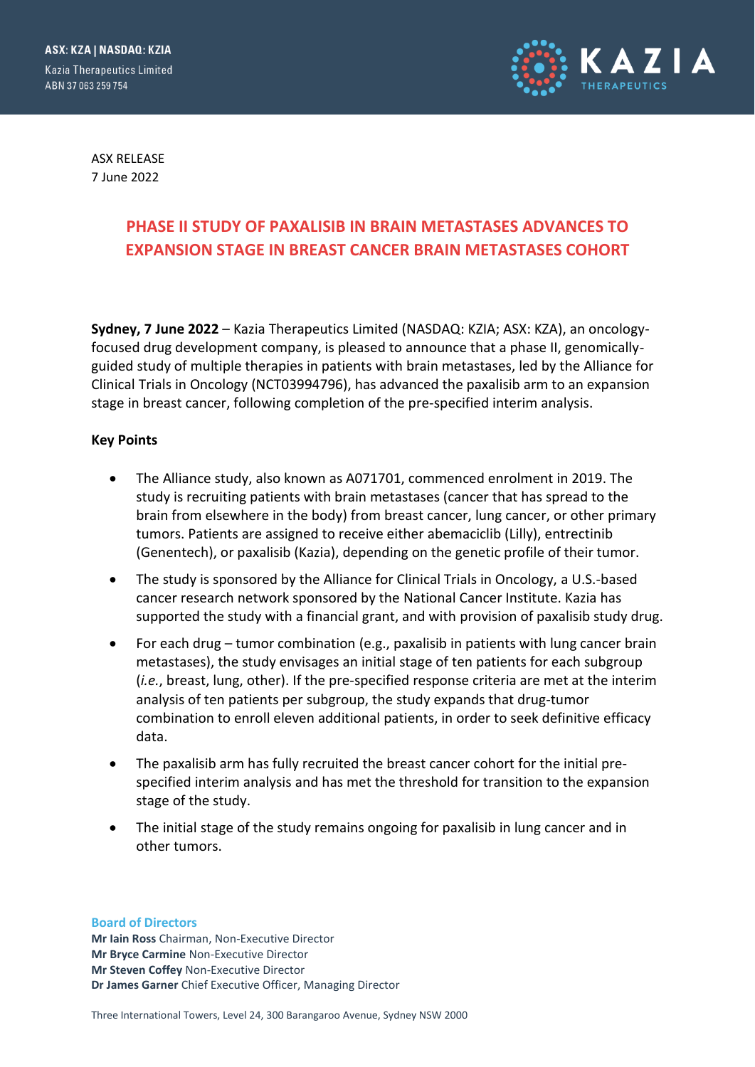ASX: KZA | NASDAQ: KZIA

Kazia Therapeutics Limited
ABN 37 063 259 754

ASX RELEASE
7 June 2022

# PHASE II STUDY OF PAXALISIB IN BRAIN METASTASES ADVANCES TO EXPANSION STAGE IN BREAST CANCER BRAIN METASTASES COHORT

**Sydney, 7 June 2022** – Kazia Therapeutics Limited (NASDAQ: KZIA; ASX: KZA), an oncology-focused drug development company, is pleased to announce that a phase II, genomically-guided study of multiple therapies in patients with brain metastases, led by the Alliance for Clinical Trials in Oncology (NCT03994796), has advanced the paxalisib arm to an expansion stage in breast cancer, following completion of the pre-specified interim analysis.

**Key Points**

- The Alliance study, also known as A071701, commenced enrolment in 2019. The study is recruiting patients with brain metastases (cancer that has spread to the brain from elsewhere in the body) from breast cancer, lung cancer, or other primary tumors. Patients are assigned to receive either abemaciclib (Lilly), entrectinib (Genentech), or paxalisib (Kazia), depending on the genetic profile of their tumor.
- The study is sponsored by the Alliance for Clinical Trials in Oncology, a U.S.-based cancer research network sponsored by the National Cancer Institute. Kazia has supported the study with a financial grant, and with provision of paxalisib study drug.
- For each drug – tumor combination (e.g., paxalisib in patients with lung cancer brain metastases), the study envisages an initial stage of ten patients for each subgroup (*i.e.*, breast, lung, other). If the pre-specified response criteria are met at the interim analysis of ten patients per subgroup, the study expands that drug-tumor combination to enroll eleven additional patients, in order to seek definitive efficacy data.
- The paxalisib arm has fully recruited the breast cancer cohort for the initial pre-specified interim analysis and has met the threshold for transition to the expansion stage of the study.
- The initial stage of the study remains ongoing for paxalisib in lung cancer and in other tumors.

**Board of Directors**
**Mr Iain Ross** Chairman, Non-Executive Director
**Mr Bryce Carmine** Non-Executive Director
**Mr Steven Coffey** Non-Executive Director
**Dr James Garner** Chief Executive Officer, Managing Director

Three International Towers, Level 24, 300 Barangaroo Avenue, Sydney NSW 2000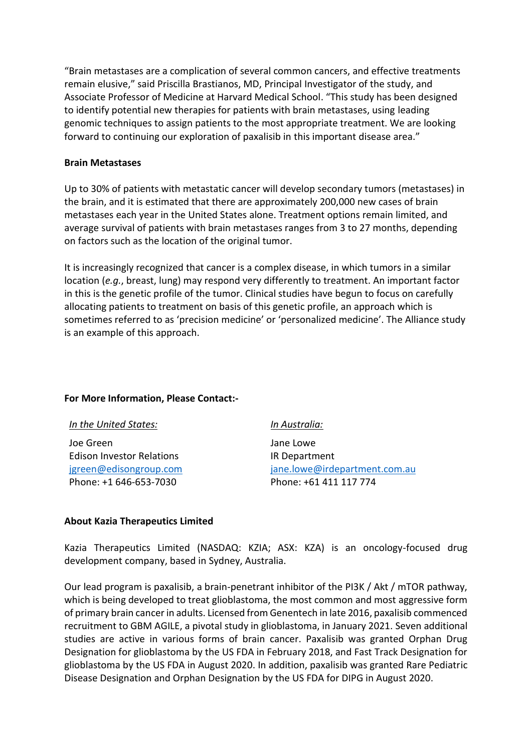"Brain metastases are a complication of several common cancers, and effective treatments remain elusive," said Priscilla Brastianos, MD, Principal Investigator of the study, and Associate Professor of Medicine at Harvard Medical School. "This study has been designed to identify potential new therapies for patients with brain metastases, using leading genomic techniques to assign patients to the most appropriate treatment. We are looking forward to continuing our exploration of paxalisib in this important disease area."

**Brain Metastases**

Up to 30% of patients with metastatic cancer will develop secondary tumors (metastases) in the brain, and it is estimated that there are approximately 200,000 new cases of brain metastases each year in the United States alone. Treatment options remain limited, and average survival of patients with brain metastases ranges from 3 to 27 months, depending on factors such as the location of the original tumor.

It is increasingly recognized that cancer is a complex disease, in which tumors in a similar location (*e.g.*, breast, lung) may respond very differently to treatment. An important factor in this is the genetic profile of the tumor. Clinical studies have begun to focus on carefully allocating patients to treatment on basis of this genetic profile, an approach which is sometimes referred to as 'precision medicine' or 'personalized medicine'. The Alliance study is an example of this approach.

**For More Information, Please Contact:-**

*In the United States:*

Joe Green
Edison Investor Relations
jgreen@edisongroup.com
Phone: +1 646-653-7030

*In Australia:*

Jane Lowe
IR Department
jane.lowe@irdepartment.com.au
Phone: +61 411 117 774

**About Kazia Therapeutics Limited**

Kazia Therapeutics Limited (NASDAQ: KZIA; ASX: KZA) is an oncology-focused drug development company, based in Sydney, Australia.

Our lead program is paxalisib, a brain-penetrant inhibitor of the PI3K / Akt / mTOR pathway, which is being developed to treat glioblastoma, the most common and most aggressive form of primary brain cancer in adults. Licensed from Genentech in late 2016, paxalisib commenced recruitment to GBM AGILE, a pivotal study in glioblastoma, in January 2021. Seven additional studies are active in various forms of brain cancer. Paxalisib was granted Orphan Drug Designation for glioblastoma by the US FDA in February 2018, and Fast Track Designation for glioblastoma by the US FDA in August 2020. In addition, paxalisib was granted Rare Pediatric Disease Designation and Orphan Designation by the US FDA for DIPG in August 2020.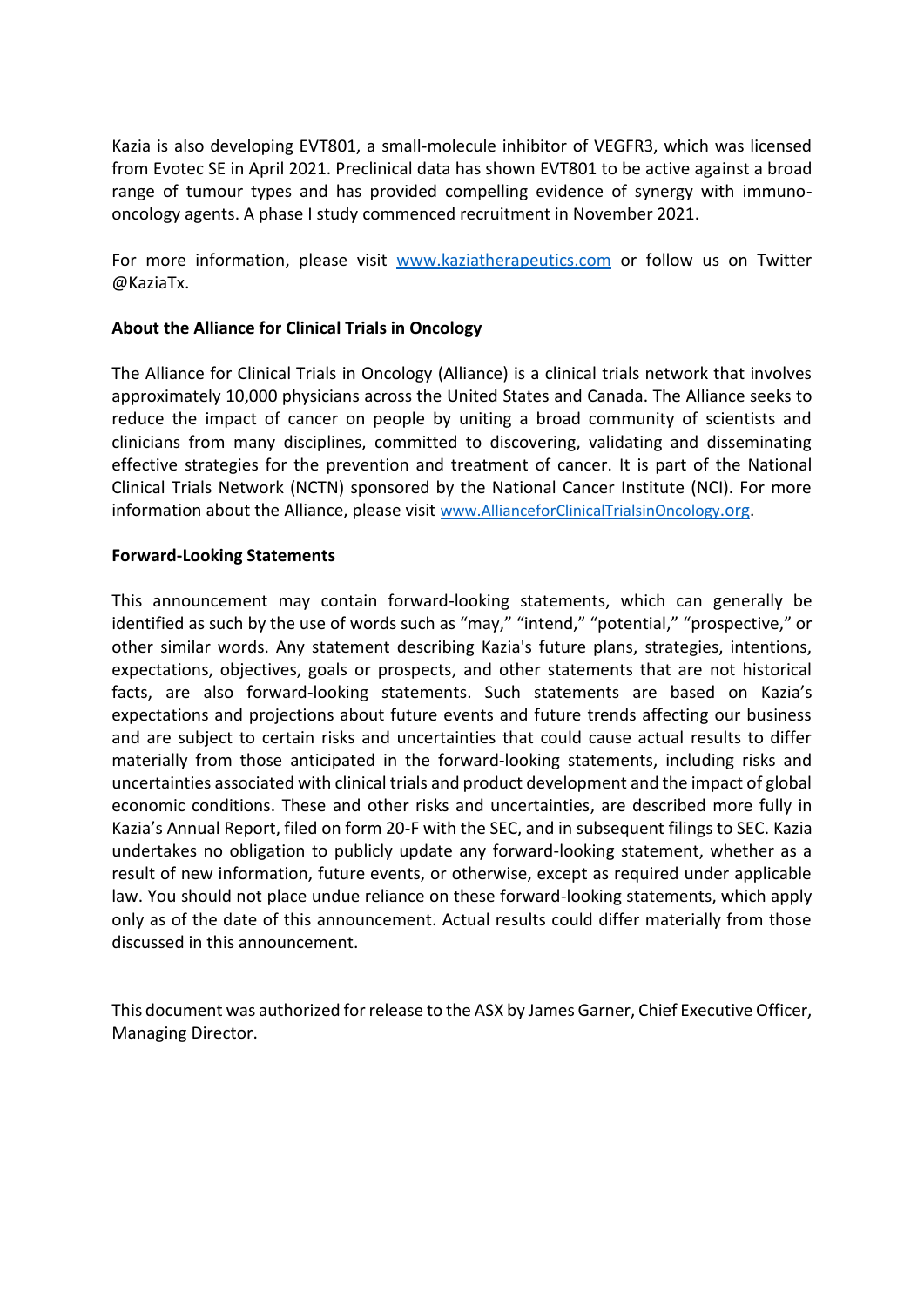Kazia is also developing EVT801, a small-molecule inhibitor of VEGFR3, which was licensed from Evotec SE in April 2021. Preclinical data has shown EVT801 to be active against a broad range of tumour types and has provided compelling evidence of synergy with immuno-oncology agents. A phase I study commenced recruitment in November 2021.

For more information, please visit [www.kaziatherapeutics.com](http://www.kaziatherapeutics.com) or follow us on Twitter @KaziaTx.

**About the Alliance for Clinical Trials in Oncology**

The Alliance for Clinical Trials in Oncology (Alliance) is a clinical trials network that involves approximately 10,000 physicians across the United States and Canada. The Alliance seeks to reduce the impact of cancer on people by uniting a broad community of scientists and clinicians from many disciplines, committed to discovering, validating and disseminating effective strategies for the prevention and treatment of cancer. It is part of the National Clinical Trials Network (NCTN) sponsored by the National Cancer Institute (NCI). For more information about the Alliance, please visit [www.AllianceforClinicalTrialsinOncology.org](http://www.AllianceforClinicalTrialsinOncology.org).

**Forward-Looking Statements**

This announcement may contain forward-looking statements, which can generally be identified as such by the use of words such as "may," "intend," "potential," "prospective," or other similar words. Any statement describing Kazia's future plans, strategies, intentions, expectations, objectives, goals or prospects, and other statements that are not historical facts, are also forward-looking statements. Such statements are based on Kazia's expectations and projections about future events and future trends affecting our business and are subject to certain risks and uncertainties that could cause actual results to differ materially from those anticipated in the forward-looking statements, including risks and uncertainties associated with clinical trials and product development and the impact of global economic conditions. These and other risks and uncertainties, are described more fully in Kazia's Annual Report, filed on form 20-F with the SEC, and in subsequent filings to SEC. Kazia undertakes no obligation to publicly update any forward-looking statement, whether as a result of new information, future events, or otherwise, except as required under applicable law. You should not place undue reliance on these forward-looking statements, which apply only as of the date of this announcement. Actual results could differ materially from those discussed in this announcement.

This document was authorized for release to the ASX by James Garner, Chief Executive Officer, Managing Director.